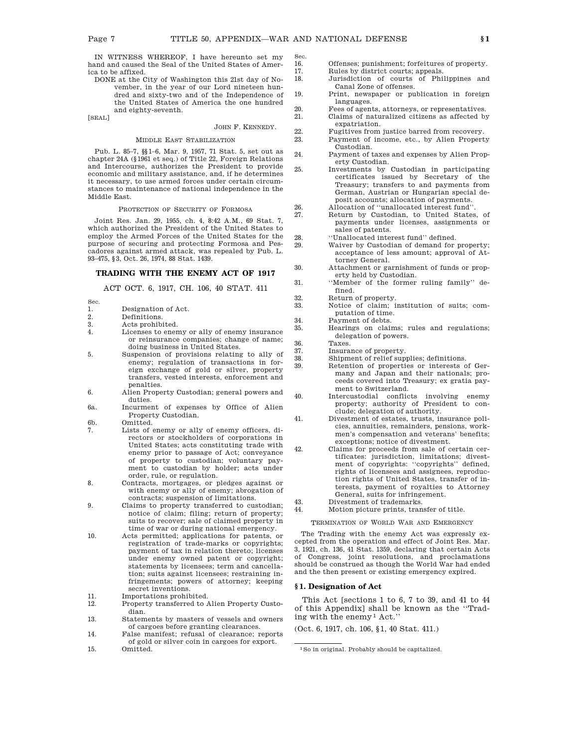IN WITNESS WHEREOF, I have hereunto set my hand and caused the Seal of the United States of America to be affixed.

DONE at the City of Washington this 21st day of November, in the year of our Lord nineteen hundred and sixty-two and of the Independence of the United States of America the one hundred and eighty-seventh.

[SEAL]

JOHN F. KENNEDY.

MIDDLE EAST STABILIZATION

Pub. L. 85–7, §§1–6, Mar. 9, 1957, 71 Stat. 5, set out as chapter 24A (§1961 et seq.) of Title 22, Foreign Relations and Intercourse, authorizes the President to provide economic and military assistance, and, if he determines it necessary, to use armed forces under certain circumstances to maintenance of national independence in the Middle East.

PROTECTION OF SECURITY OF FORMOSA

Joint Res. Jan. 29, 1955, ch. 4, 8:42 A.M., 69 Stat. 7, which authorized the President of the United States to employ the Armed Forces of the United States for the purpose of securing and protecting Formosa and Pescadores against armed attack, was repealed by Pub. L. 93–475, §3, Oct. 26, 1974, 88 Stat. 1439.

## TRADING WITH THE ENEMY ACT OF 1917

ACT OCT. 6, 1917, CH. 106, 40 STAT. 411

| Sec. | |
|---|---|
| 1. | Designation of Act. |
| 2. | Definitions. |
| 3. | Acts prohibited. |
| 4. | Licenses to enemy or ally of enemy insurance or reinsurance companies; change of name; doing business in United States. |
| 5. | Suspension of provisions relating to ally of enemy; regulation of transactions in foreign exchange of gold or silver, property transfers, vested interests, enforcement and penalties. |
| 6. | Alien Property Custodian; general powers and duties. |
| 6a. | Incurment of expenses by Office of Alien Property Custodian. |
| 6b. | Omitted. |
| 7. | Lists of enemy or ally of enemy officers, directors or stockholders of corporations in United States; acts constituting trade with enemy prior to passage of Act; conveyance of property to custodian; voluntary payment to custodian by holder; acts under order, rule, or regulation. |
| 8. | Contracts, mortgages, or pledges against or with enemy or ally of enemy; abrogation of contracts; suspension of limitations. |
| 9. | Claims to property transferred to custodian; notice of claim; filing; return of property; suits to recover; sale of claimed property in time of war or during national emergency. |
| 10. | Acts permitted; applications for patents, or registration of trade-marks or copyrights; payment of tax in relation thereto; licenses under enemy owned patent or copyright; statements by licensees; term and cancellation; suits against licensees; restraining infringements; powers of attorney; keeping secret inventions. |
| 11. | Importations prohibited. |
| 12. | Property transferred to Alien Property Custodian. |
| 13. | Statements by masters of vessels and owners of cargoes before granting clearances. |
| 14. | False manifest; refusal of clearance; reports of gold or silver coin in cargoes for export. |
| 15. | Omitted. |
| 16. | Offenses; punishment; forfeitures of property. |
| 17. | Rules by district courts; appeals. |
| 18. | Jurisdiction of courts of Philippines and Canal Zone of offenses. |
| 19. | Print, newspaper or publication in foreign languages. |
| 20. | Fees of agents, attorneys, or representatives. |
| 21. | Claims of naturalized citizens as affected by expatriation. |
| 22. | Fugitives from justice barred from recovery. |
| 23. | Payment of income, etc., by Alien Property Custodian. |
| 24. | Payment of taxes and expenses by Alien Property Custodian. |
| 25. | Investments by Custodian in participating certificates issued by Secretary of the Treasury; transfers to and payments from German, Austrian or Hungarian special deposit accounts; allocation of payments. |
| 26. | Allocation of "unallocated interest fund". |
| 27. | Return by Custodian, to United States, of payments under licenses, assignments or sales of patents. |
| 28. | "Unallocated interest fund" defined. |
| 29. | Waiver by Custodian of demand for property; acceptance of less amount; approval of Attorney General. |
| 30. | Attachment or garnishment of funds or property held by Custodian. |
| 31. | "Member of the former ruling family" defined. |
| 32. | Return of property. |
| 33. | Notice of claim; institution of suits; computation of time. |
| 34. | Payment of debts. |
| 35. | Hearings on claims; rules and regulations; delegation of powers. |
| 36. | Taxes. |
| 37. | Insurance of property. |
| 38. | Shipment of relief supplies; definitions. |
| 39. | Retention of properties or interests of Germany and Japan and their nationals; proceeds covered into Treasury; ex gratia payment to Switzerland. |
| 40. | Intercustodial conflicts involving enemy property; authority of President to conclude; delegation of authority. |
| 41. | Divestment of estates, trusts, insurance policies, annuities, remainders, pensions, workmen's compensation and veterans' benefits; exceptions; notice of divestment. |
| 42. | Claims for proceeds from sale of certain certificates: jurisdiction, limitations; divestment of copyrights: "copyrights" defined, rights of licensees and assignees, reproduction rights of United States, transfer of interests, payment of royalties to Attorney General, suits for infringement. |
| 43. | Divestment of trademarks. |
| 44. | Motion picture prints, transfer of title. |

TERMINATION OF WORLD WAR AND EMERGENCY

The Trading with the enemy Act was expressly excepted from the operation and effect of Joint Res. Mar. 3, 1921, ch. 136, 41 Stat. 1359, declaring that certain Acts of Congress, joint resolutions, and proclamations should be construed as though the World War had ended and the then present or existing emergency expired.

### §1. Designation of Act

This Act [sections 1 to 6, 7 to 39, and 41 to 44 of this Appendix] shall be known as the "Trading with the enemy[1] Act."

(Oct. 6, 1917, ch. 106, §1, 40 Stat. 411.)

[1] So in original. Probably should be capitalized.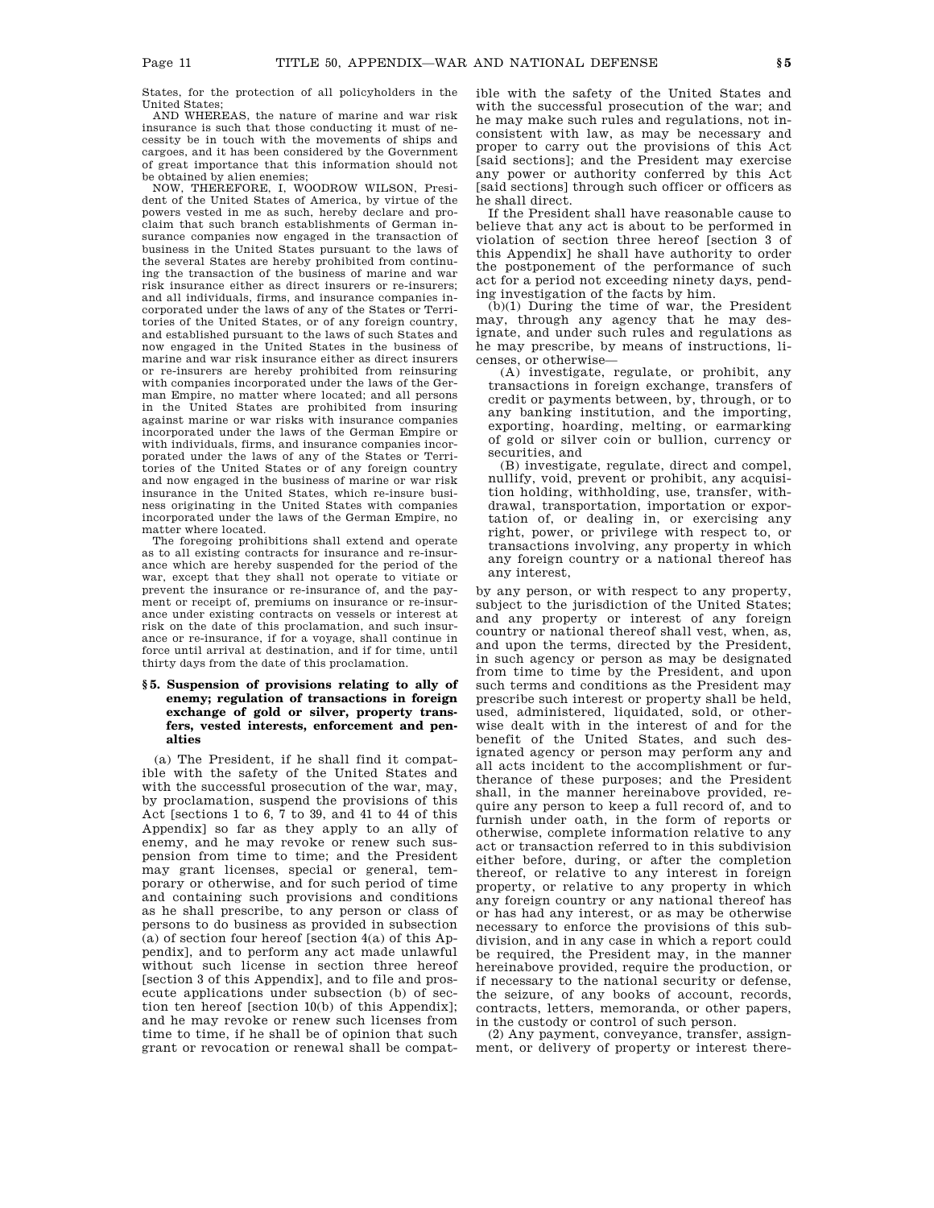States, for the protection of all policyholders in the United States;

AND WHEREAS, the nature of marine and war risk insurance is such that those conducting it must of necessity be in touch with the movements of ships and cargoes, and it has been considered by the Government of great importance that this information should not be obtained by alien enemies;

NOW, THEREFORE, I, WOODROW WILSON, President of the United States of America, by virtue of the powers vested in me as such, hereby declare and proclaim that such branch establishments of German insurance companies now engaged in the transaction of business in the United States pursuant to the laws of the several States are hereby prohibited from continuing the transaction of the business of marine and war risk insurance either as direct insurers or re-insurers; and all individuals, firms, and insurance companies incorporated under the laws of any of the States or Territories of the United States, or of any foreign country, and established pursuant to the laws of such States and now engaged in the United States in the business of marine and war risk insurance either as direct insurers or re-insurers are hereby prohibited from reinsuring with companies incorporated under the laws of the German Empire, no matter where located; and all persons in the United States are prohibited from insuring against marine or war risks with insurance companies incorporated under the laws of the German Empire or with individuals, firms, and insurance companies incorporated under the laws of any of the States or Territories of the United States or of any foreign country and now engaged in the business of marine or war risk insurance in the United States, which re-insure business originating in the United States with companies incorporated under the laws of the German Empire, no matter where located.

The foregoing prohibitions shall extend and operate as to all existing contracts for insurance and re-insurance which are hereby suspended for the period of the war, except that they shall not operate to vitiate or prevent the insurance or re-insurance of, and the payment or receipt of, premiums on insurance or re-insurance under existing contracts on vessels or interest at risk on the date of this proclamation, and such insurance or re-insurance, if for a voyage, shall continue in force until arrival at destination, and if for time, until thirty days from the date of this proclamation.

### §5. Suspension of provisions relating to ally of enemy; regulation of transactions in foreign exchange of gold or silver, property transfers, vested interests, enforcement and penalties

(a) The President, if he shall find it compatible with the safety of the United States and with the successful prosecution of the war, may, by proclamation, suspend the provisions of this Act [sections 1 to 6, 7 to 39, and 41 to 44 of this Appendix] so far as they apply to an ally of enemy, and he may revoke or renew such suspension from time to time; and the President may grant licenses, special or general, temporary or otherwise, and for such period of time and containing such provisions and conditions as he shall prescribe, to any person or class of persons to do business as provided in subsection (a) of section four hereof [section 4(a) of this Appendix], and to perform any act made unlawful without such license in section three hereof [section 3 of this Appendix], and to file and prosecute applications under subsection (b) of section ten hereof [section 10(b) of this Appendix]; and he may revoke or renew such licenses from time to time, if he shall be of opinion that such grant or revocation or renewal shall be compatible with the safety of the United States and with the successful prosecution of the war; and he may make such rules and regulations, not inconsistent with law, as may be necessary and proper to carry out the provisions of this Act [said sections]; and the President may exercise any power or authority conferred by this Act [said sections] through such officer or officers as he shall direct.

If the President shall have reasonable cause to believe that any act is about to be performed in violation of section three hereof [section 3 of this Appendix] he shall have authority to order the postponement of the performance of such act for a period not exceeding ninety days, pending investigation of the facts by him.

(b)(1) During the time of war, the President may, through any agency that he may designate, and under such rules and regulations as he may prescribe, by means of instructions, licenses, or otherwise—

(A) investigate, regulate, or prohibit, any transactions in foreign exchange, transfers of credit or payments between, by, through, or to any banking institution, and the importing, exporting, hoarding, melting, or earmarking of gold or silver coin or bullion, currency or securities, and

(B) investigate, regulate, direct and compel, nullify, void, prevent or prohibit, any acquisition holding, withholding, use, transfer, withdrawal, transportation, importation or exportation of, or dealing in, or exercising any right, power, or privilege with respect to, or transactions involving, any property in which any foreign country or a national thereof has any interest,

by any person, or with respect to any property, subject to the jurisdiction of the United States; and any property or interest of any foreign country or national thereof shall vest, when, as, and upon the terms, directed by the President, in such agency or person as may be designated from time to time by the President, and upon such terms and conditions as the President may prescribe such interest or property shall be held, used, administered, liquidated, sold, or otherwise dealt with in the interest of and for the benefit of the United States, and such designated agency or person may perform any and all acts incident to the accomplishment or furtherance of these purposes; and the President shall, in the manner hereinabove provided, require any person to keep a full record of, and to furnish under oath, in the form of reports or otherwise, complete information relative to any act or transaction referred to in this subdivision either before, during, or after the completion thereof, or relative to any interest in foreign property, or relative to any property in which any foreign country or any national thereof has or has had any interest, or as may be otherwise necessary to enforce the provisions of this subdivision, and in any case in which a report could be required, the President may, in the manner hereinabove provided, require the production, or if necessary to the national security or defense, the seizure, of any books of account, records, contracts, letters, memoranda, or other papers, in the custody or control of such person.

(2) Any payment, conveyance, transfer, assignment, or delivery of property or interest there-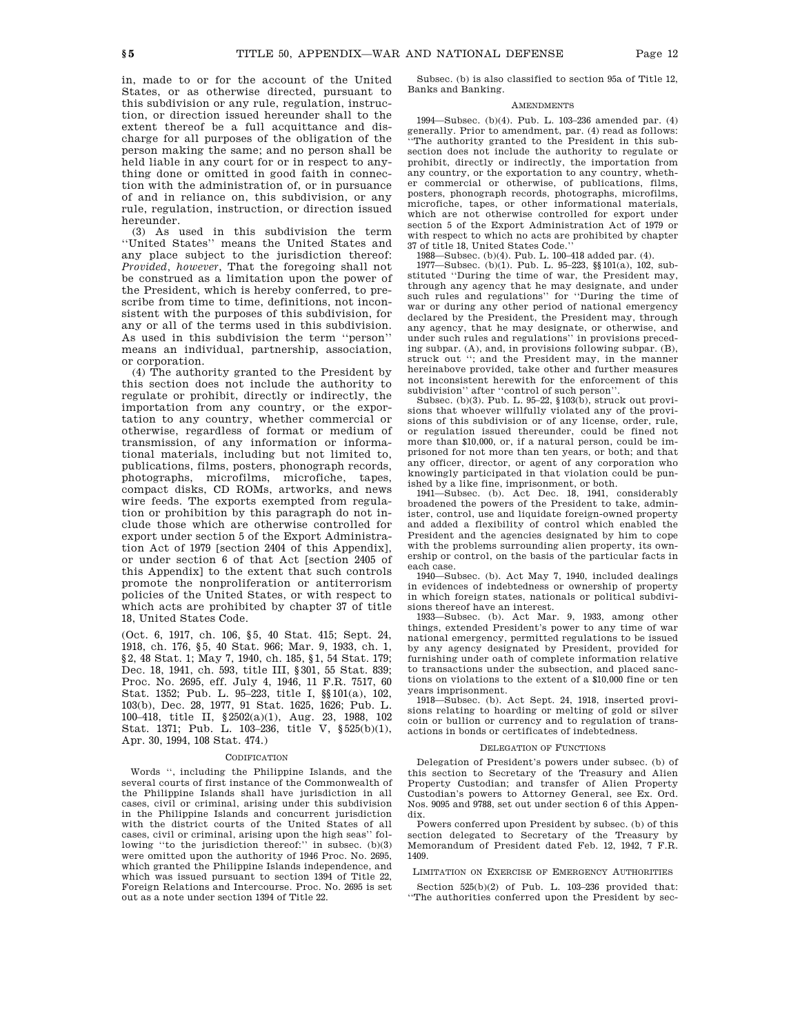in, made to or for the account of the United States, or as otherwise directed, pursuant to this subdivision or any rule, regulation, instruction, or direction issued hereunder shall to the extent thereof be a full acquittance and discharge for all purposes of the obligation of the person making the same; and no person shall be held liable in any court for or in respect to anything done or omitted in good faith in connection with the administration of, or in pursuance of and in reliance on, this subdivision, or any rule, regulation, instruction, or direction issued hereunder.

(3) As used in this subdivision the term ''United States'' means the United States and any place subject to the jurisdiction thereof: *Provided, however*, That the foregoing shall not be construed as a limitation upon the power of the President, which is hereby conferred, to prescribe from time to time, definitions, not inconsistent with the purposes of this subdivision, for any or all of the terms used in this subdivision. As used in this subdivision the term ''person'' means an individual, partnership, association, or corporation.

(4) The authority granted to the President by this section does not include the authority to regulate or prohibit, directly or indirectly, the importation from any country, or the exportation to any country, whether commercial or otherwise, regardless of format or medium of transmission, of any information or informational materials, including but not limited to, publications, films, posters, phonograph records, photographs, microfilms, microfiche, tapes, compact disks, CD ROMs, artworks, and news wire feeds. The exports exempted from regulation or prohibition by this paragraph do not include those which are otherwise controlled for export under section 5 of the Export Administration Act of 1979 [section 2404 of this Appendix], or under section 6 of that Act [section 2405 of this Appendix] to the extent that such controls promote the nonproliferation or antiterrorism policies of the United States, or with respect to which acts are prohibited by chapter 37 of title 18, United States Code.

(Oct. 6, 1917, ch. 106, §5, 40 Stat. 415; Sept. 24, 1918, ch. 176, §5, 40 Stat. 966; Mar. 9, 1933, ch. 1, §2, 48 Stat. 1; May 7, 1940, ch. 185, §1, 54 Stat. 179; Dec. 18, 1941, ch. 593, title III, §301, 55 Stat. 839; Proc. No. 2695, eff. July 4, 1946, 11 F.R. 7517, 60 Stat. 1352; Pub. L. 95–223, title I, §§101(a), 102, 103(b), Dec. 28, 1977, 91 Stat. 1625, 1626; Pub. L. 100–418, title II, §2502(a)(1), Aug. 23, 1988, 102 Stat. 1371; Pub. L. 103–236, title V, §525(b)(1), Apr. 30, 1994, 108 Stat. 474.)

### CODIFICATION

Words '', including the Philippine Islands, and the several courts of first instance of the Commonwealth of the Philippine Islands shall have jurisdiction in all cases, civil or criminal, arising under this subdivision in the Philippine Islands and concurrent jurisdiction with the district courts of the United States of all cases, civil or criminal, arising upon the high seas'' following ''to the jurisdiction thereof:'' in subsec. (b)(3) were omitted upon the authority of 1946 Proc. No. 2695, which granted the Philippine Islands independence, and which was issued pursuant to section 1394 of Title 22, Foreign Relations and Intercourse. Proc. No. 2695 is set out as a note under section 1394 of Title 22.

Subsec. (b) is also classified to section 95a of Title 12, Banks and Banking.

### AMENDMENTS

1994—Subsec. (b)(4). Pub. L. 103–236 amended par. (4) generally. Prior to amendment, par. (4) read as follows: ''The authority granted to the President in this subsection does not include the authority to regulate or prohibit, directly or indirectly, the importation from any country, or the exportation to any country, whether commercial or otherwise, of publications, films, posters, phonograph records, photographs, microfilms, microfiche, tapes, or other informational materials, which are not otherwise controlled for export under section 5 of the Export Administration Act of 1979 or with respect to which no acts are prohibited by chapter 37 of title 18, United States Code.''

1988—Subsec. (b)(4). Pub. L. 100–418 added par. (4).

1977—Subsec. (b)(1). Pub. L. 95–223, §§101(a), 102, substituted ''During the time of war, the President may, through any agency that he may designate, and under such rules and regulations'' for ''During the time of war or during any other period of national emergency declared by the President, the President may, through any agency, that he may designate, or otherwise, and under such rules and regulations'' in provisions preceding subpar. (A), and, in provisions following subpar. (B), struck out ''; and the President may, in the manner hereinabove provided, take other and further measures not inconsistent herewith for the enforcement of this subdivision'' after ''control of such person''.

Subsec. (b)(3). Pub. L. 95–22, §103(b), struck out provisions that whoever willfully violated any of the provisions of this subdivision or of any license, order, rule, or regulation issued thereunder, could be fined not more than $10,000, or, if a natural person, could be imprisoned for not more than ten years, or both; and that any officer, director, or agent of any corporation who knowingly participated in that violation could be punished by a like fine, imprisonment, or both.

1941—Subsec. (b). Act Dec. 18, 1941, considerably broadened the powers of the President to take, administer, control, use and liquidate foreign-owned property and added a flexibility of control which enabled the President and the agencies designated by him to cope with the problems surrounding alien property, its ownership or control, on the basis of the particular facts in each case.

1940—Subsec. (b). Act May 7, 1940, included dealings in evidences of indebtedness or ownership of property in which foreign states, nationals or political subdivisions thereof have an interest.

1933—Subsec. (b). Act Mar. 9, 1933, among other things, extended President's power to any time of war national emergency, permitted regulations to be issued by any agency designated by President, provided for furnishing under oath of complete information relative to transactions under the subsection, and placed sanctions on violations to the extent of a $10,000 fine or ten years imprisonment.

1918—Subsec. (b). Act Sept. 24, 1918, inserted provisions relating to hoarding or melting of gold or silver coin or bullion or currency and to regulation of transactions in bonds or certificates of indebtedness.

### DELEGATION OF FUNCTIONS

Delegation of President's powers under subsec. (b) of this section to Secretary of the Treasury and Alien Property Custodian; and transfer of Alien Property Custodian's powers to Attorney General, see Ex. Ord. Nos. 9095 and 9788, set out under section 6 of this Appendix.

Powers conferred upon President by subsec. (b) of this section delegated to Secretary of the Treasury by Memorandum of President dated Feb. 12, 1942, 7 F.R. 1409.

### LIMITATION ON EXERCISE OF EMERGENCY AUTHORITIES

Section 525(b)(2) of Pub. L. 103–236 provided that: ''The authorities conferred upon the President by sec-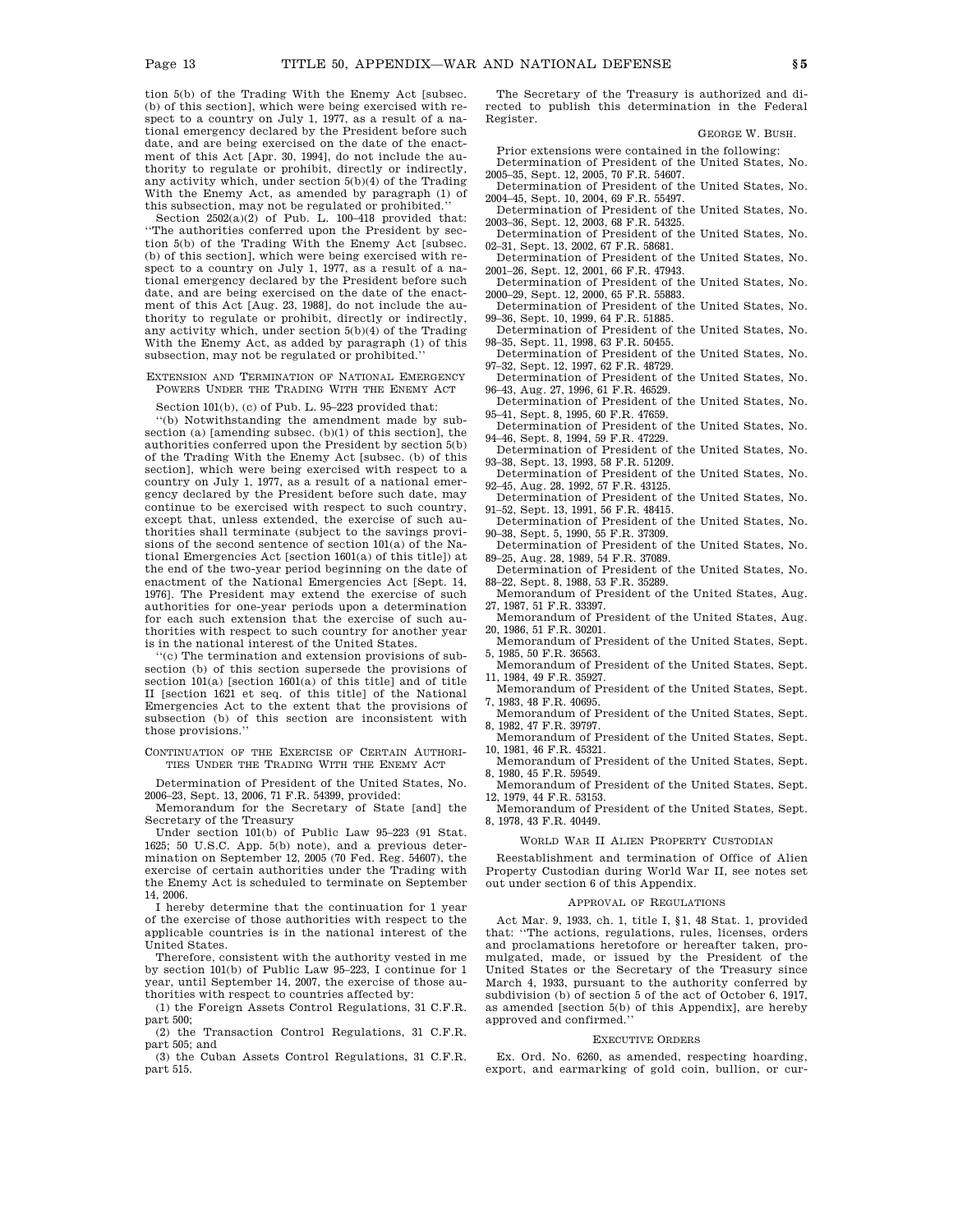tion 5(b) of the Trading With the Enemy Act [subsec. (b) of this section], which were being exercised with respect to a country on July 1, 1977, as a result of a national emergency declared by the President before such date, and are being exercised on the date of the enactment of this Act [Apr. 30, 1994], do not include the authority to regulate or prohibit, directly or indirectly, any activity which, under section 5(b)(4) of the Trading With the Enemy Act, as amended by paragraph (1) of this subsection, may not be regulated or prohibited.''

Section 2502(a)(2) of Pub. L. 100–418 provided that: ''The authorities conferred upon the President by section 5(b) of the Trading With the Enemy Act [subsec. (b) of this section], which were being exercised with respect to a country on July 1, 1977, as a result of a national emergency declared by the President before such date, and are being exercised on the date of the enactment of this Act [Aug. 23, 1988], do not include the authority to regulate or prohibit, directly or indirectly, any activity which, under section 5(b)(4) of the Trading With the Enemy Act, as added by paragraph (1) of this subsection, may not be regulated or prohibited.''

EXTENSION AND TERMINATION OF NATIONAL EMERGENCY POWERS UNDER THE TRADING WITH THE ENEMY ACT

Section 101(b), (c) of Pub. L. 95–223 provided that:

''(b) Notwithstanding the amendment made by subsection (a) [amending subsec. (b)(1) of this section], the authorities conferred upon the President by section 5(b) of the Trading With the Enemy Act [subsec. (b) of this section], which were being exercised with respect to a country on July 1, 1977, as a result of a national emergency declared by the President before such date, may continue to be exercised with respect to such country, except that, unless extended, the exercise of such authorities shall terminate (subject to the savings provisions of the second sentence of section 101(a) of the National Emergencies Act [section 1601(a) of this title]) at the end of the two-year period beginning on the date of enactment of the National Emergencies Act [Sept. 14, 1976]. The President may extend the exercise of such authorities for one-year periods upon a determination for each such extension that the exercise of such authorities with respect to such country for another year is in the national interest of the United States.

''(c) The termination and extension provisions of subsection (b) of this section supersede the provisions of section 101(a) [section 1601(a) of this title] and of title II [section 1621 et seq. of this title] of the National Emergencies Act to the extent that the provisions of subsection (b) of this section are inconsistent with those provisions.''

CONTINUATION OF THE EXERCISE OF CERTAIN AUTHORITIES UNDER THE TRADING WITH THE ENEMY ACT

Determination of President of the United States, No. 2006–23, Sept. 13, 2006, 71 F.R. 54399, provided:

Memorandum for the Secretary of State [and] the Secretary of the Treasury

Under section 101(b) of Public Law 95–223 (91 Stat. 1625; 50 U.S.C. App. 5(b) note), and a previous determination on September 12, 2005 (70 Fed. Reg. 54607), the exercise of certain authorities under the Trading with the Enemy Act is scheduled to terminate on September 14, 2006.

I hereby determine that the continuation for 1 year of the exercise of those authorities with respect to the applicable countries is in the national interest of the United States.

Therefore, consistent with the authority vested in me by section 101(b) of Public Law 95–223, I continue for 1 year, until September 14, 2007, the exercise of those authorities with respect to countries affected by:

(1) the Foreign Assets Control Regulations, 31 C.F.R. part 500;

(2) the Transaction Control Regulations, 31 C.F.R. part 505; and

(3) the Cuban Assets Control Regulations, 31 C.F.R. part 515.

The Secretary of the Treasury is authorized and directed to publish this determination in the Federal Register.

GEORGE W. BUSH.

Prior extensions were contained in the following:

Determination of President of the United States, No. 2005–35, Sept. 12, 2005, 70 F.R. 54607.

Determination of President of the United States, No. 2004–45, Sept. 10, 2004, 69 F.R. 55497.

Determination of President of the United States, No. 2003–36, Sept. 12, 2003, 68 F.R. 54325.

Determination of President of the United States, No. 02–31, Sept. 13, 2002, 67 F.R. 58681.

Determination of President of the United States, No. 2001–26, Sept. 12, 2001, 66 F.R. 47943.

Determination of President of the United States, No. 2000–29, Sept. 12, 2000, 65 F.R. 55883.

Determination of President of the United States, No. 99–36, Sept. 10, 1999, 64 F.R. 51885.

Determination of President of the United States, No. 98–35, Sept. 11, 1998, 63 F.R. 50455.

Determination of President of the United States, No. 97–32, Sept. 12, 1997, 62 F.R. 48729.

Determination of President of the United States, No. 96–43, Aug. 27, 1996, 61 F.R. 46529.

Determination of President of the United States, No. 95–41, Sept. 8, 1995, 60 F.R. 47659.

Determination of President of the United States, No. 94–46, Sept. 8, 1994, 59 F.R. 47229.

Determination of President of the United States, No. 93–38, Sept. 13, 1993, 58 F.R. 51209.

Determination of President of the United States, No. 92–45, Aug. 28, 1992, 57 F.R. 43125.

Determination of President of the United States, No. 91–52, Sept. 13, 1991, 56 F.R. 48415.

Determination of President of the United States, No. 90–38, Sept. 5, 1990, 55 F.R. 37309.

Determination of President of the United States, No. 89–25, Aug. 28, 1989, 54 F.R. 37089.

Determination of President of the United States, No. 88–22, Sept. 8, 1988, 53 F.R. 35289.

Memorandum of President of the United States, Aug. 27, 1987, 51 F.R. 33397.

Memorandum of President of the United States, Aug. 20, 1986, 51 F.R. 30201.

Memorandum of President of the United States, Sept. 5, 1985, 50 F.R. 36563.

Memorandum of President of the United States, Sept. 11, 1984, 49 F.R. 35927.

Memorandum of President of the United States, Sept. 7, 1983, 48 F.R. 40695.

Memorandum of President of the United States, Sept. 8, 1982, 47 F.R. 39797.

Memorandum of President of the United States, Sept. 10, 1981, 46 F.R. 45321.

Memorandum of President of the United States, Sept. 8, 1980, 45 F.R. 59549.

Memorandum of President of the United States, Sept. 12, 1979, 44 F.R. 53153.

Memorandum of President of the United States, Sept. 8, 1978, 43 F.R. 40449.

WORLD WAR II ALIEN PROPERTY CUSTODIAN

Reestablishment and termination of Office of Alien Property Custodian during World War II, see notes set out under section 6 of this Appendix.

APPROVAL OF REGULATIONS

Act Mar. 9, 1933, ch. 1, title I, §1, 48 Stat. 1, provided that: ''The actions, regulations, rules, licenses, orders and proclamations heretofore or hereafter taken, promulgated, made, or issued by the President of the United States or the Secretary of the Treasury since March 4, 1933, pursuant to the authority conferred by subdivision (b) of section 5 of the act of October 6, 1917, as amended [section 5(b) of this Appendix], are hereby approved and confirmed.''

EXECUTIVE ORDERS

Ex. Ord. No. 6260, as amended, respecting hoarding, export, and earmarking of gold coin, bullion, or cur-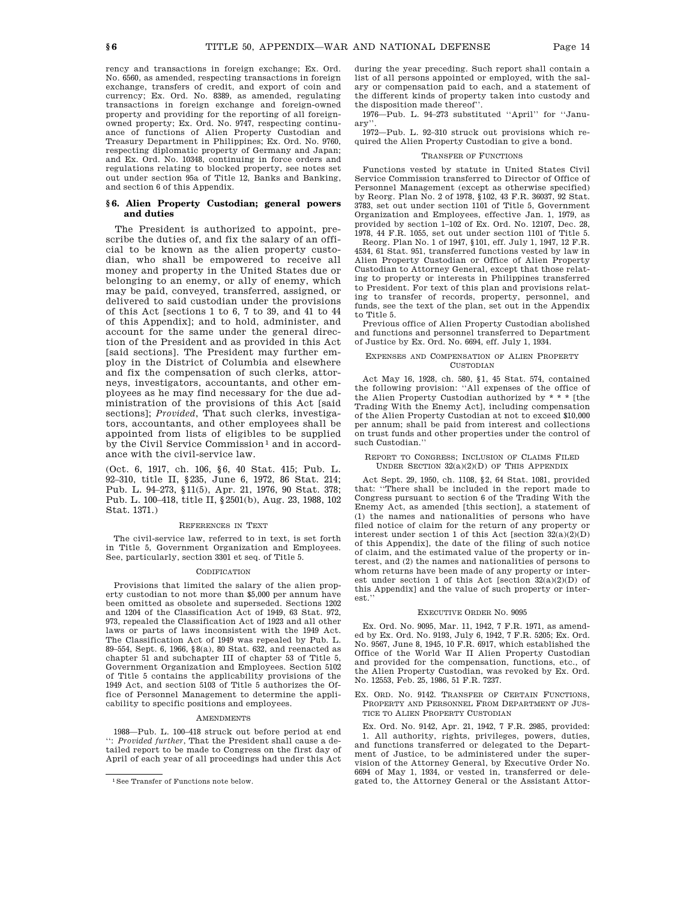rency and transactions in foreign exchange; Ex. Ord. No. 6560, as amended, respecting transactions in foreign exchange, transfers of credit, and export of coin and currency; Ex. Ord. No. 8389, as amended, regulating transactions in foreign exchange and foreign-owned property and providing for the reporting of all foreign-owned property; Ex. Ord. No. 9747, respecting continuance of functions of Alien Property Custodian and Treasury Department in Philippines; Ex. Ord. No. 9760, respecting diplomatic property of Germany and Japan; and Ex. Ord. No. 10348, continuing in force orders and regulations relating to blocked property, see notes set out under section 95a of Title 12, Banks and Banking, and section 6 of this Appendix.

## § 6. Alien Property Custodian; general powers and duties

The President is authorized to appoint, prescribe the duties of, and fix the salary of an official to be known as the alien property custodian, who shall be empowered to receive all money and property in the United States due or belonging to an enemy, or ally of enemy, which may be paid, conveyed, transferred, assigned, or delivered to said custodian under the provisions of this Act [sections 1 to 6, 7 to 39, and 41 to 44 of this Appendix]; and to hold, administer, and account for the same under the general direction of the President and as provided in this Act [said sections]. The President may further employ in the District of Columbia and elsewhere and fix the compensation of such clerks, attorneys, investigators, accountants, and other employees as he may find necessary for the due administration of the provisions of this Act [said sections]; *Provided*, That such clerks, investigators, accountants, and other employees shall be appointed from lists of eligibles to be supplied by the Civil Service Commission [1] and in accordance with the civil-service law.

(Oct. 6, 1917, ch. 106, § 6, 40 Stat. 415; Pub. L. 92–310, title II, § 235, June 6, 1972, 86 Stat. 214; Pub. L. 94–273, § 11(5), Apr. 21, 1976, 90 Stat. 378; Pub. L. 100–418, title II, § 2501(b), Aug. 23, 1988, 102 Stat. 1371.)

### References in Text

The civil-service law, referred to in text, is set forth in Title 5, Government Organization and Employees. See, particularly, section 3301 et seq. of Title 5.

### Codification

Provisions that limited the salary of the alien property custodian to not more than $5,000 per annum have been omitted as obsolete and superseded. Sections 1202 and 1204 of the Classification Act of 1949, 63 Stat. 972, 973, repealed the Classification Act of 1923 and all other laws or parts of laws inconsistent with the 1949 Act. The Classification Act of 1949 was repealed by Pub. L. 89–554, Sept. 6, 1966, § 8(a), 80 Stat. 632, and reenacted as chapter 51 and subchapter III of chapter 53 of Title 5, Government Organization and Employees. Section 5102 of Title 5 contains the applicability provisions of the 1949 Act, and section 5103 of Title 5 authorizes the Office of Personnel Management to determine the applicability to specific positions and employees.

### Amendments

1988—Pub. L. 100–418 struck out before period at end ": *Provided further*, That the President shall cause a detailed report to be made to Congress on the first day of April of each year of all proceedings had under this Act during the year preceding. Such report shall contain a list of all persons appointed or employed, with the salary or compensation paid to each, and a statement of the different kinds of property taken into custody and the disposition made thereof".

1976—Pub. L. 94–273 substituted "April" for "January".

1972—Pub. L. 92–310 struck out provisions which required the Alien Property Custodian to give a bond.

### Transfer of Functions

Functions vested by statute in United States Civil Service Commission transferred to Director of Office of Personnel Management (except as otherwise specified) by Reorg. Plan No. 2 of 1978, § 102, 43 F.R. 36037, 92 Stat. 3783, set out under section 1101 of Title 5, Government Organization and Employees, effective Jan. 1, 1979, as provided by section 1–102 of Ex. Ord. No. 12107, Dec. 28, 1978, 44 F.R. 1055, set out under section 1101 of Title 5.

Reorg. Plan No. 1 of 1947, § 101, eff. July 1, 1947, 12 F.R. 4534, 61 Stat. 951, transferred functions vested by law in Alien Property Custodian or Office of Alien Property Custodian to Attorney General, except that those relating to property or interests in Philippines transferred to President. For text of this plan and provisions relating to transfer of records, property, personnel, and funds, see the text of the plan, set out in the Appendix to Title 5.

Previous office of Alien Property Custodian abolished and functions and personnel transferred to Department of Justice by Ex. Ord. No. 6694, eff. July 1, 1934.

### Expenses and Compensation of Alien Property Custodian

Act May 16, 1928, ch. 580, § 1, 45 Stat. 574, contained the following provision: "All expenses of the office of the Alien Property Custodian authorized by * * * [the Trading With the Enemy Act], including compensation of the Alien Property Custodian at not to exceed $10,000 per annum; shall be paid from interest and collections on trust funds and other properties under the control of such Custodian."

### Report to Congress; Inclusion of Claims Filed Under Section 32(a)(2)(D) of This Appendix

Act Sept. 29, 1950, ch. 1108, § 2, 64 Stat. 1081, provided that: "There shall be included in the report made to Congress pursuant to section 6 of the Trading With the Enemy Act, as amended [this section], a statement of (1) the names and nationalities of persons who have filed notice of claim for the return of any property or interest under section 1 of this Act [section 32(a)(2)(D) of this Appendix], the date of the filing of such notice of claim, and the estimated value of the property or interest, and (2) the names and nationalities of persons to whom returns have been made of any property or interest under section 1 of this Act [section 32(a)(2)(D) of this Appendix] and the value of such property or interest."

### Executive Order No. 9095

Ex. Ord. No. 9095, Mar. 11, 1942, 7 F.R. 1971, as amended by Ex. Ord. No. 9193, July 6, 1942, 7 F.R. 5205; Ex. Ord. No. 9567, June 8, 1945, 10 F.R. 6917, which established the Office of the World War II Alien Property Custodian and provided for the compensation, functions, etc., of the Alien Property Custodian, was revoked by Ex. Ord. No. 12553, Feb. 25, 1986, 51 F.R. 7237.

### Ex. Ord. No. 9142. Transfer of Certain Functions, Property and Personnel From Department of Justice to Alien Property Custodian

Ex. Ord. No. 9142, Apr. 21, 1942, 7 F.R. 2985, provided:

1. All authority, rights, privileges, powers, duties, and functions transferred or delegated to the Department of Justice, to be administered under the supervision of the Attorney General, by Executive Order No. 6694 of May 1, 1934, or vested in, transferred or delegated to, the Attorney General or the Assistant Attor-

[1] See Transfer of Functions note below.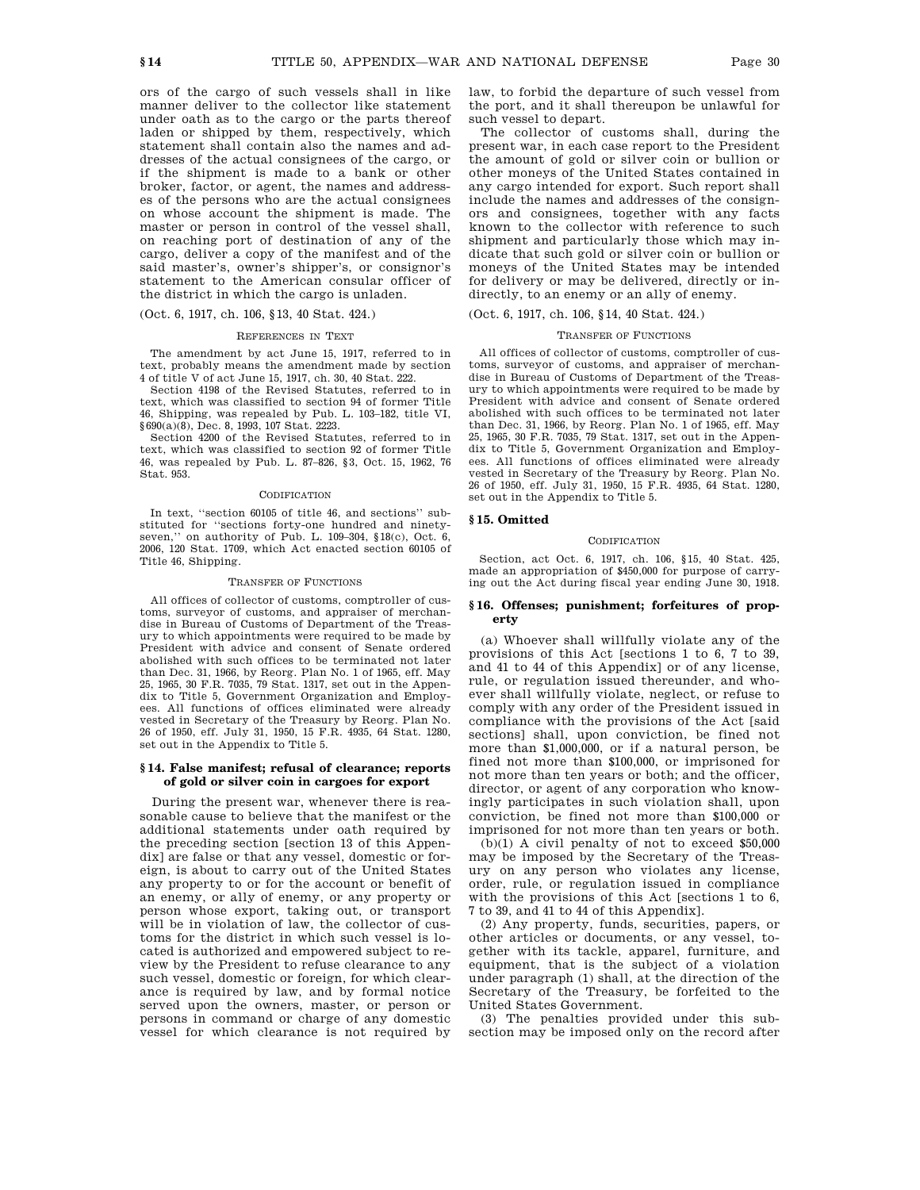ors of the cargo of such vessels shall in like manner deliver to the collector like statement under oath as to the cargo or the parts thereof laden or shipped by them, respectively, which statement shall contain also the names and addresses of the actual consignees of the cargo, or if the shipment is made to a bank or other broker, factor, or agent, the names and addresses of the persons who are the actual consignees on whose account the shipment is made. The master or person in control of the vessel shall, on reaching port of destination of any of the cargo, deliver a copy of the manifest and of the said master's, owner's shipper's, or consignor's statement to the American consular officer of the district in which the cargo is unladen.

(Oct. 6, 1917, ch. 106, §13, 40 Stat. 424.)

REFERENCES IN TEXT

The amendment by act June 15, 1917, referred to in text, probably means the amendment made by section 4 of title V of act June 15, 1917, ch. 30, 40 Stat. 222.

Section 4198 of the Revised Statutes, referred to in text, which was classified to section 94 of former Title 46, Shipping, was repealed by Pub. L. 103–182, title VI, §690(a)(8), Dec. 8, 1993, 107 Stat. 2223.

Section 4200 of the Revised Statutes, referred to in text, which was classified to section 92 of former Title 46, was repealed by Pub. L. 87–826, §3, Oct. 15, 1962, 76 Stat. 953.

CODIFICATION

In text, "section 60105 of title 46, and sections" substituted for "sections forty-one hundred and ninety-seven," on authority of Pub. L. 109–304, §18(c), Oct. 6, 2006, 120 Stat. 1709, which Act enacted section 60105 of Title 46, Shipping.

TRANSFER OF FUNCTIONS

All offices of collector of customs, comptroller of customs, surveyor of customs, and appraiser of merchandise in Bureau of Customs of Department of the Treasury to which appointments were required to be made by President with advice and consent of Senate ordered abolished with such offices to be terminated not later than Dec. 31, 1966, by Reorg. Plan No. 1 of 1965, eff. May 25, 1965, 30 F.R. 7035, 79 Stat. 1317, set out in the Appendix to Title 5, Government Organization and Employees. All functions of offices eliminated were already vested in Secretary of the Treasury by Reorg. Plan No. 26 of 1950, eff. July 31, 1950, 15 F.R. 4935, 64 Stat. 1280, set out in the Appendix to Title 5.

### § 14. False manifest; refusal of clearance; reports of gold or silver coin in cargoes for export

During the present war, whenever there is reasonable cause to believe that the manifest or the additional statements under oath required by the preceding section [section 13 of this Appendix] are false or that any vessel, domestic or foreign, is about to carry out of the United States any property to or for the account or benefit of an enemy, or ally of enemy, or any property or person whose export, taking out, or transport will be in violation of law, the collector of customs for the district in which such vessel is located is authorized and empowered subject to review by the President to refuse clearance to any such vessel, domestic or foreign, for which clearance is required by law, and by formal notice served upon the owners, master, or person or persons in command or charge of any domestic vessel for which clearance is not required by law, to forbid the departure of such vessel from the port, and it shall thereupon be unlawful for such vessel to depart.

The collector of customs shall, during the present war, in each case report to the President the amount of gold or silver coin or bullion or other moneys of the United States contained in any cargo intended for export. Such report shall include the names and addresses of the consignors and consignees, together with any facts known to the collector with reference to such shipment and particularly those which may indicate that such gold or silver coin or bullion or moneys of the United States may be intended for delivery or may be delivered, directly or indirectly, to an enemy or an ally of enemy.

(Oct. 6, 1917, ch. 106, §14, 40 Stat. 424.)

TRANSFER OF FUNCTIONS

All offices of collector of customs, comptroller of customs, surveyor of customs, and appraiser of merchandise in Bureau of Customs of Department of the Treasury to which appointments were required to be made by President with advice and consent of Senate ordered abolished with such offices to be terminated not later than Dec. 31, 1966, by Reorg. Plan No. 1 of 1965, eff. May 25, 1965, 30 F.R. 7035, 79 Stat. 1317, set out in the Appendix to Title 5, Government Organization and Employees. All functions of offices eliminated were already vested in Secretary of the Treasury by Reorg. Plan No. 26 of 1950, eff. July 31, 1950, 15 F.R. 4935, 64 Stat. 1280, set out in the Appendix to Title 5.

### § 15. Omitted

CODIFICATION

Section, act Oct. 6, 1917, ch. 106, §15, 40 Stat. 425, made an appropriation of $450,000 for purpose of carrying out the Act during fiscal year ending June 30, 1918.

### § 16. Offenses; punishment; forfeitures of property

(a) Whoever shall willfully violate any of the provisions of this Act [sections 1 to 6, 7 to 39, and 41 to 44 of this Appendix] or of any license, rule, or regulation issued thereunder, and whoever shall willfully violate, neglect, or refuse to comply with any order of the President issued in compliance with the provisions of the Act [said sections] shall, upon conviction, be fined not more than $1,000,000, or if a natural person, be fined not more than $100,000, or imprisoned for not more than ten years or both; and the officer, director, or agent of any corporation who knowingly participates in such violation shall, upon conviction, be fined not more than $100,000 or imprisoned for not more than ten years or both.

(b)(1) A civil penalty of not to exceed $50,000 may be imposed by the Secretary of the Treasury on any person who violates any license, order, rule, or regulation issued in compliance with the provisions of this Act [sections 1 to 6, 7 to 39, and 41 to 44 of this Appendix].

(2) Any property, funds, securities, papers, or other articles or documents, or any vessel, together with its tackle, apparel, furniture, and equipment, that is the subject of a violation under paragraph (1) shall, at the direction of the Secretary of the Treasury, be forfeited to the United States Government.

(3) The penalties provided under this subsection may be imposed only on the record after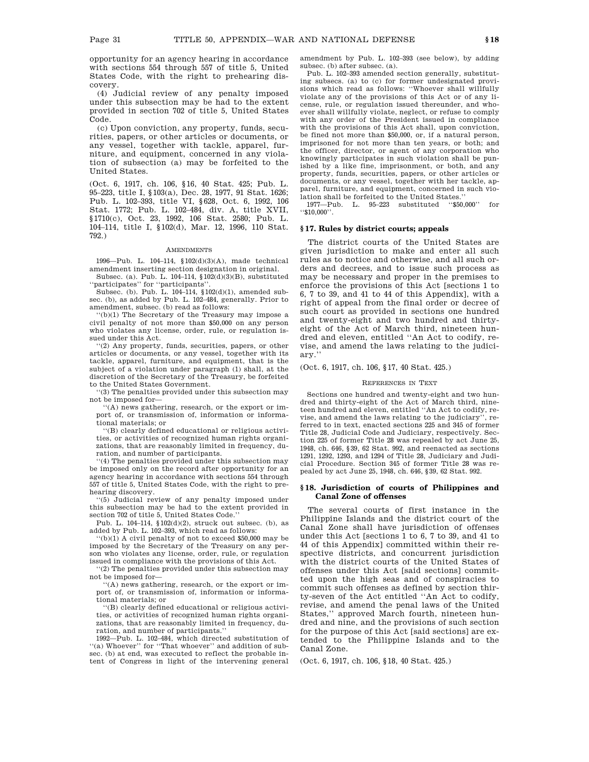opportunity for an agency hearing in accordance with sections 554 through 557 of title 5, United States Code, with the right to prehearing discovery.

(4) Judicial review of any penalty imposed under this subsection may be had to the extent provided in section 702 of title 5, United States Code.

(c) Upon conviction, any property, funds, securities, papers, or other articles or documents, or any vessel, together with tackle, apparel, furniture, and equipment, concerned in any violation of subsection (a) may be forfeited to the United States.

(Oct. 6, 1917, ch. 106, §16, 40 Stat. 425; Pub. L. 95–223, title I, §103(a), Dec. 28, 1977, 91 Stat. 1626; Pub. L. 102–393, title VI, §628, Oct. 6, 1992, 106 Stat. 1772; Pub. L. 102–484, div. A, title XVII, §1710(c), Oct. 23, 1992, 106 Stat. 2580; Pub. L. 104–114, title I, §102(d), Mar. 12, 1996, 110 Stat. 792.)

AMENDMENTS

1996—Pub. L. 104–114, §102(d)(3)(A), made technical amendment inserting section designation in original.

Subsec. (a). Pub. L. 104–114, §102(d)(3)(B), substituted "participates" for "participants".

Subsec. (b). Pub. L. 104–114, §102(d)(1), amended subsec. (b), as added by Pub. L. 102–484, generally. Prior to amendment, subsec. (b) read as follows:

"(b)(1) The Secretary of the Treasury may impose a civil penalty of not more than $50,000 on any person who violates any license, order, rule, or regulation issued under this Act.

"(2) Any property, funds, securities, papers, or other articles or documents, or any vessel, together with its tackle, apparel, furniture, and equipment, that is the subject of a violation under paragraph (1) shall, at the discretion of the Secretary of the Treasury, be forfeited to the United States Government.

"(3) The penalties provided under this subsection may not be imposed for—

"(A) news gathering, research, or the export or import of, or transmission of, information or informational materials; or

"(B) clearly defined educational or religious activities, or activities of recognized human rights organizations, that are reasonably limited in frequency, duration, and number of participants.

"(4) The penalties provided under this subsection may be imposed only on the record after opportunity for an agency hearing in accordance with sections 554 through 557 of title 5, United States Code, with the right to prehearing discovery.

"(5) Judicial review of any penalty imposed under this subsection may be had to the extent provided in section 702 of title 5, United States Code."

Pub. L. 104–114, §102(d)(2), struck out subsec. (b), as added by Pub. L. 102–393, which read as follows:

"(b)(1) A civil penalty of not to exceed $50,000 may be imposed by the Secretary of the Treasury on any person who violates any license, order, rule, or regulation issued in compliance with the provisions of this Act.

"(2) The penalties provided under this subsection may not be imposed for—

"(A) news gathering, research, or the export or import of, or transmission of, information or informational materials; or

"(B) clearly defined educational or religious activities, or activities of recognized human rights organizations, that are reasonably limited in frequency, duration, and number of participants."

1992—Pub. L. 102–484, which directed substitution of "(a) Whoever" for "That whoever" and addition of subsec. (b) at end, was executed to reflect the probable intent of Congress in light of the intervening general amendment by Pub. L. 102–393 (see below), by adding subsec. (b) after subsec. (a).

Pub. L. 102–393 amended section generally, substituting subsecs. (a) to (c) for former undesignated provisions which read as follows: "Whoever shall willfully violate any of the provisions of this Act or of any license, rule, or regulation issued thereunder, and whoever shall willfully violate, neglect, or refuse to comply with any order of the President issued in compliance with the provisions of this Act shall, upon conviction, be fined not more than $50,000, or, if a natural person, imprisoned for not more than ten years, or both; and the officer, director, or agent of any corporation who knowingly participates in such violation shall be punished by a like fine, imprisonment, or both, and any property, funds, securities, papers, or other articles or documents, or any vessel, together with her tackle, apparel, furniture, and equipment, concerned in such violation shall be forfeited to the United States."

1977—Pub. L. 95–223 substituted "$50,000" for "$10,000".

## §17. Rules by district courts; appeals

The district courts of the United States are given jurisdiction to make and enter all such rules as to notice and otherwise, and all such orders and decrees, and to issue such process as may be necessary and proper in the premises to enforce the provisions of this Act [sections 1 to 6, 7 to 39, and 41 to 44 of this Appendix], with a right of appeal from the final order or decree of such court as provided in sections one hundred and twenty-eight and two hundred and thirty-eight of the Act of March third, nineteen hundred and eleven, entitled "An Act to codify, revise, and amend the laws relating to the judiciary."

(Oct. 6, 1917, ch. 106, §17, 40 Stat. 425.)

REFERENCES IN TEXT

Sections one hundred and twenty-eight and two hundred and thirty-eight of the Act of March third, nineteen hundred and eleven, entitled "An Act to codify, revise, and amend the laws relating to the judiciary", referred to in text, enacted sections 225 and 345 of former Title 28, Judicial Code and Judiciary, respectively. Section 225 of former Title 28 was repealed by act June 25, 1948, ch. 646, §39, 62 Stat. 992, and reenacted as sections 1291, 1292, 1293, and 1294 of Title 28, Judiciary and Judicial Procedure. Section 345 of former Title 28 was repealed by act June 25, 1948, ch. 646, §39, 62 Stat. 992.

## §18. Jurisdiction of courts of Philippines and Canal Zone of offenses

The several courts of first instance in the Philippine Islands and the district court of the Canal Zone shall have jurisdiction of offenses under this Act [sections 1 to 6, 7 to 39, and 41 to 44 of this Appendix] committed within their respective districts, and concurrent jurisdiction with the district courts of the United States of offenses under this Act [said sections] committed upon the high seas and of conspiracies to commit such offenses as defined by section thirty-seven of the Act entitled "An Act to codify, revise, and amend the penal laws of the United States," approved March fourth, nineteen hundred and nine, and the provisions of such section for the purpose of this Act [said sections] are extended to the Philippine Islands and to the Canal Zone.

(Oct. 6, 1917, ch. 106, §18, 40 Stat. 425.)